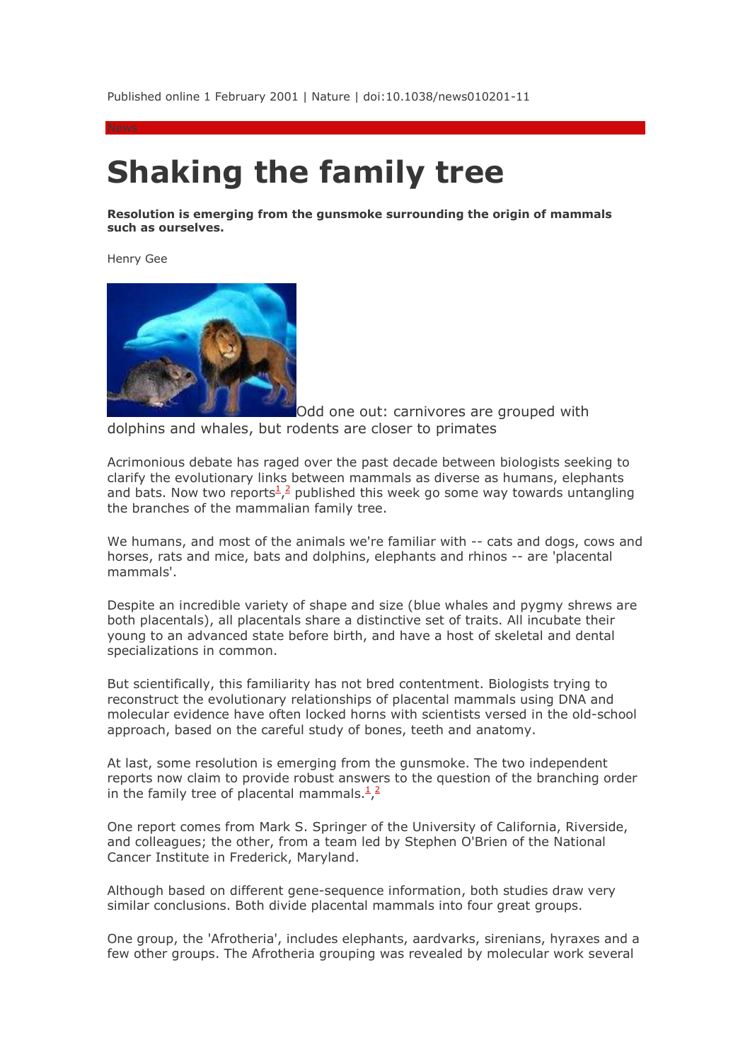Published online 1 February 2001 | Nature | doi:10.1038/news010201-11

News

# Shaking the family tree

**Resolution is emerging from the gunsmoke surrounding the origin of mammals such as ourselves.**

Henry Gee

Odd one out: carnivores are grouped with dolphins and whales, but rodents are closer to primates

Acrimonious debate has raged over the past decade between biologists seeking to clarify the evolutionary links between mammals as diverse as humans, elephants and bats. Now two reports[1,2] published this week go some way towards untangling the branches of the mammalian family tree.

We humans, and most of the animals we're familiar with -- cats and dogs, cows and horses, rats and mice, bats and dolphins, elephants and rhinos -- are 'placental mammals'.

Despite an incredible variety of shape and size (blue whales and pygmy shrews are both placentals), all placentals share a distinctive set of traits. All incubate their young to an advanced state before birth, and have a host of skeletal and dental specializations in common.

But scientifically, this familiarity has not bred contentment. Biologists trying to reconstruct the evolutionary relationships of placental mammals using DNA and molecular evidence have often locked horns with scientists versed in the old-school approach, based on the careful study of bones, teeth and anatomy.

At last, some resolution is emerging from the gunsmoke. The two independent reports now claim to provide robust answers to the question of the branching order in the family tree of placental mammals.[1,2]

One report comes from Mark S. Springer of the University of California, Riverside, and colleagues; the other, from a team led by Stephen O'Brien of the National Cancer Institute in Frederick, Maryland.

Although based on different gene-sequence information, both studies draw very similar conclusions. Both divide placental mammals into four great groups.

One group, the 'Afrotheria', includes elephants, aardvarks, sirenians, hyraxes and a few other groups. The Afrotheria grouping was revealed by molecular work several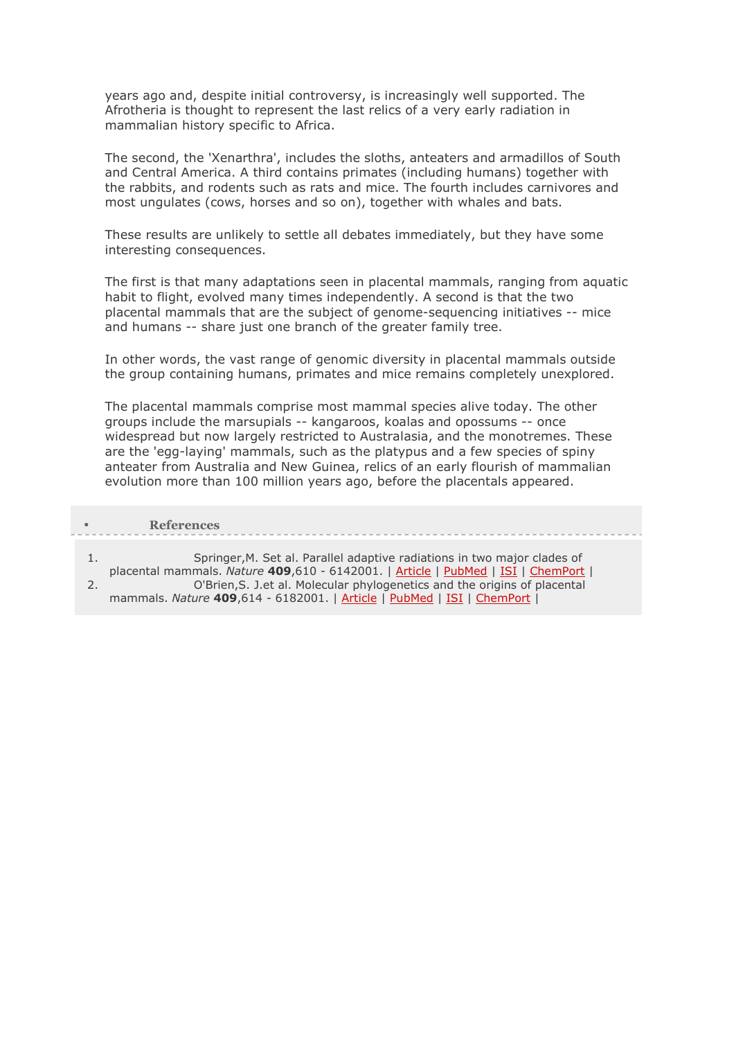years ago and, despite initial controversy, is increasingly well supported. The Afrotheria is thought to represent the last relics of a very early radiation in mammalian history specific to Africa.

The second, the 'Xenarthra', includes the sloths, anteaters and armadillos of South and Central America. A third contains primates (including humans) together with the rabbits, and rodents such as rats and mice. The fourth includes carnivores and most ungulates (cows, horses and so on), together with whales and bats.

These results are unlikely to settle all debates immediately, but they have some interesting consequences.

The first is that many adaptations seen in placental mammals, ranging from aquatic habit to flight, evolved many times independently. A second is that the two placental mammals that are the subject of genome-sequencing initiatives -- mice and humans -- share just one branch of the greater family tree.

In other words, the vast range of genomic diversity in placental mammals outside the group containing humans, primates and mice remains completely unexplored.

The placental mammals comprise most mammal species alive today. The other groups include the marsupials -- kangaroos, koalas and opossums -- once widespread but now largely restricted to Australasia, and the monotremes. These are the 'egg-laying' mammals, such as the platypus and a few species of spiny anteater from Australia and New Guinea, relics of an early flourish of mammalian evolution more than 100 million years ago, before the placentals appeared.

- **References**

1. Springer,M. Set al. Parallel adaptive radiations in two major clades of placental mammals. *Nature* **409**,610 - 6142001. | Article | PubMed | ISI | ChemPort |
2. O'Brien,S. J.et al. Molecular phylogenetics and the origins of placental mammals. *Nature* **409**,614 - 6182001. | Article | PubMed | ISI | ChemPort |